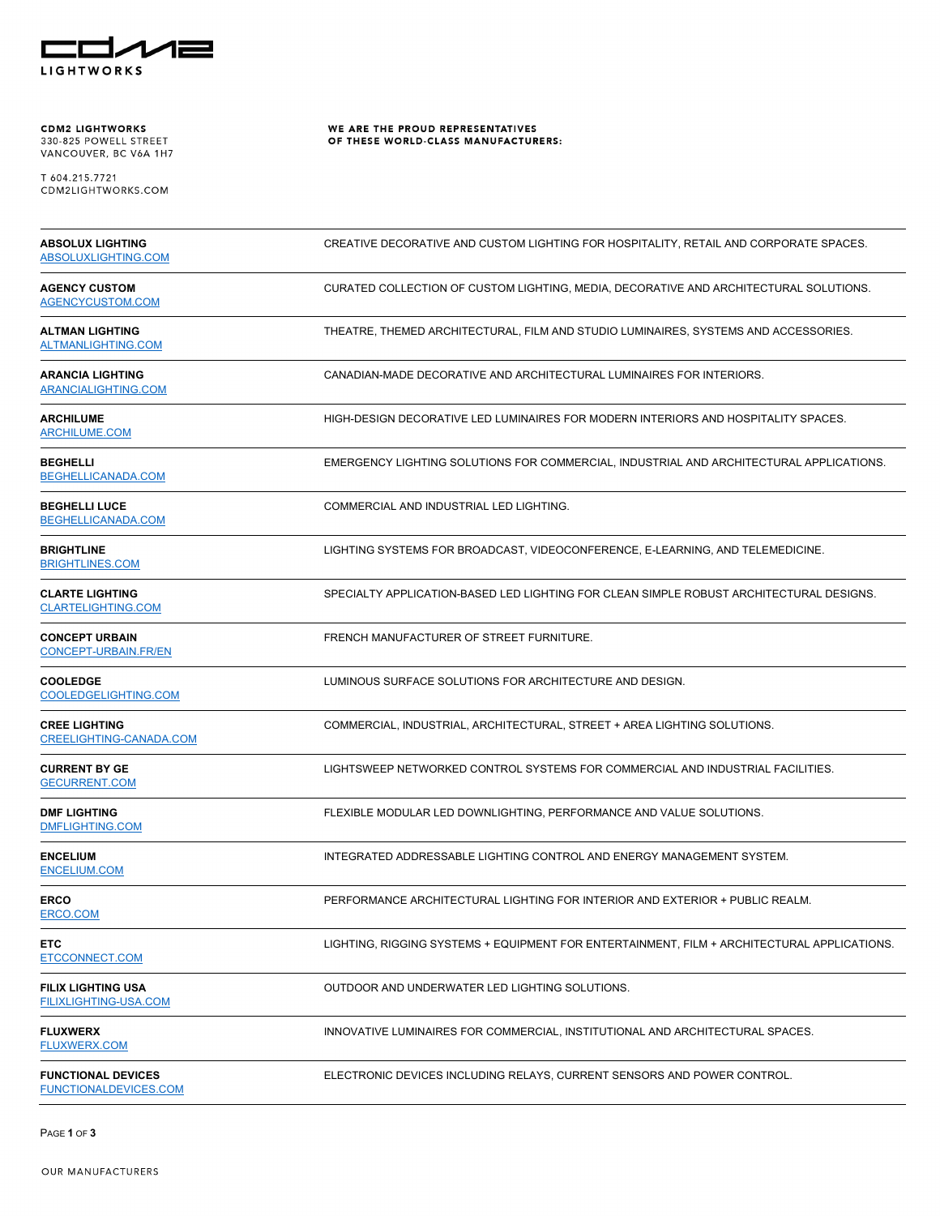# CDM2 LIGHTWORKS

**CDM2 LIGHTWORKS**
330-825 POWELL STREET
VANCOUVER, BC V6A 1H7

T 604.215.7721
CDM2LIGHTWORKS.COM

**WE ARE THE PROUD REPRESENTATIVES OF THESE WORLD-CLASS MANUFACTURERS:**

| Manufacturer | Description |
|---|---|
| **ABSOLUX LIGHTING**<br>ABSOLUXLIGHTING.COM | CREATIVE DECORATIVE AND CUSTOM LIGHTING FOR HOSPITALITY, RETAIL AND CORPORATE SPACES. |
| **AGENCY CUSTOM**<br>AGENCYCUSTOM.COM | CURATED COLLECTION OF CUSTOM LIGHTING, MEDIA, DECORATIVE AND ARCHITECTURAL SOLUTIONS. |
| **ALTMAN LIGHTING**<br>ALTMANLIGHTING.COM | THEATRE, THEMED ARCHITECTURAL, FILM AND STUDIO LUMINAIRES, SYSTEMS AND ACCESSORIES. |
| **ARANCIA LIGHTING**<br>ARANCIALIGHTING.COM | CANADIAN-MADE DECORATIVE AND ARCHITECTURAL LUMINAIRES FOR INTERIORS. |
| **ARCHILUME**<br>ARCHILUME.COM | HIGH-DESIGN DECORATIVE LED LUMINAIRES FOR MODERN INTERIORS AND HOSPITALITY SPACES. |
| **BEGHELLI**<br>BEGHELLICANADA.COM | EMERGENCY LIGHTING SOLUTIONS FOR COMMERCIAL, INDUSTRIAL AND ARCHITECTURAL APPLICATIONS. |
| **BEGHELLI LUCE**<br>BEGHELLICANADA.COM | COMMERCIAL AND INDUSTRIAL LED LIGHTING. |
| **BRIGHTLINE**<br>BRIGHTLINES.COM | LIGHTING SYSTEMS FOR BROADCAST, VIDEOCONFERENCE, E-LEARNING, AND TELEMEDICINE. |
| **CLARTE LIGHTING**<br>CLARTELIGHTING.COM | SPECIALTY APPLICATION-BASED LED LIGHTING FOR CLEAN SIMPLE ROBUST ARCHITECTURAL DESIGNS. |
| **CONCEPT URBAIN**<br>CONCEPT-URBAIN.FR/EN | FRENCH MANUFACTURER OF STREET FURNITURE. |
| **COOLEDGE**<br>COOLEDGELIGHTING.COM | LUMINOUS SURFACE SOLUTIONS FOR ARCHITECTURE AND DESIGN. |
| **CREE LIGHTING**<br>CREELIGHTING-CANADA.COM | COMMERCIAL, INDUSTRIAL, ARCHITECTURAL, STREET + AREA LIGHTING SOLUTIONS. |
| **CURRENT BY GE**<br>GECURRENT.COM | LIGHTSWEEP NETWORKED CONTROL SYSTEMS FOR COMMERCIAL AND INDUSTRIAL FACILITIES. |
| **DMF LIGHTING**<br>DMFLIGHTING.COM | FLEXIBLE MODULAR LED DOWNLIGHTING, PERFORMANCE AND VALUE SOLUTIONS. |
| **ENCELIUM**<br>ENCELIUM.COM | INTEGRATED ADDRESSABLE LIGHTING CONTROL AND ENERGY MANAGEMENT SYSTEM. |
| **ERCO**<br>ERCO.COM | PERFORMANCE ARCHITECTURAL LIGHTING FOR INTERIOR AND EXTERIOR + PUBLIC REALM. |
| **ETC**<br>ETCCONNECT.COM | LIGHTING, RIGGING SYSTEMS + EQUIPMENT FOR ENTERTAINMENT, FILM + ARCHITECTURAL APPLICATIONS. |
| **FILIX LIGHTING USA**<br>FILIXLIGHTING-USA.COM | OUTDOOR AND UNDERWATER LED LIGHTING SOLUTIONS. |
| **FLUXWERX**<br>FLUXWERX.COM | INNOVATIVE LUMINAIRES FOR COMMERCIAL, INSTITUTIONAL AND ARCHITECTURAL SPACES. |
| **FUNCTIONAL DEVICES**<br>FUNCTIONALDEVICES.COM | ELECTRONIC DEVICES INCLUDING RELAYS, CURRENT SENSORS AND POWER CONTROL. |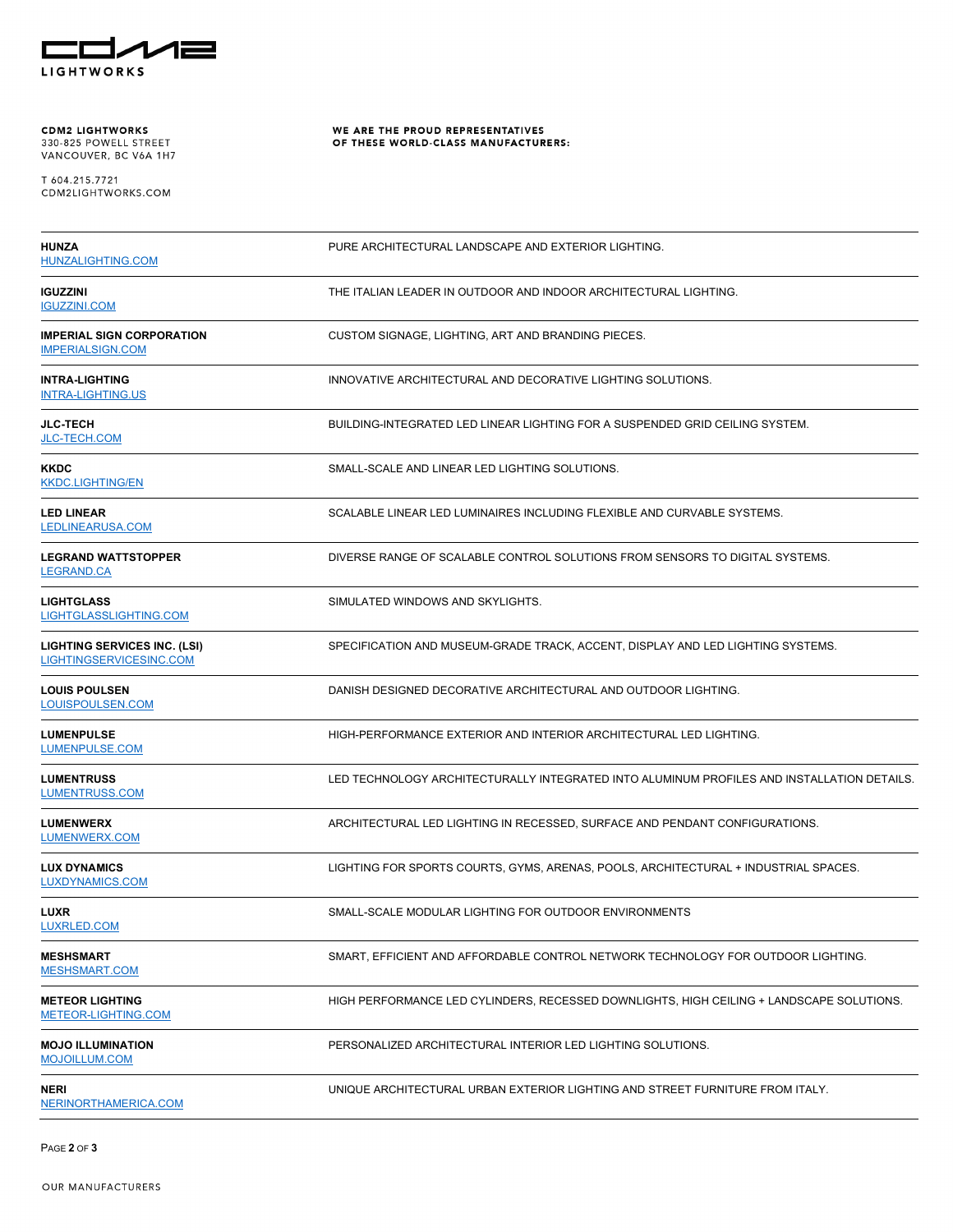**CDM2 LIGHTWORKS**
330-825 POWELL STREET
VANCOUVER, BC V6A 1H7

T 604.215.7721
CDM2LIGHTWORKS.COM

**WE ARE THE PROUD REPRESENTATIVES OF THESE WORLD-CLASS MANUFACTURERS:**

| Manufacturer | Description |
| --- | --- |
| **HUNZA** HUNZALIGHTING.COM | PURE ARCHITECTURAL LANDSCAPE AND EXTERIOR LIGHTING. |
| **IGUZZINI** IGUZZINI.COM | THE ITALIAN LEADER IN OUTDOOR AND INDOOR ARCHITECTURAL LIGHTING. |
| **IMPERIAL SIGN CORPORATION** IMPERIALSIGN.COM | CUSTOM SIGNAGE, LIGHTING, ART AND BRANDING PIECES. |
| **INTRA-LIGHTING** INTRA-LIGHTING.US | INNOVATIVE ARCHITECTURAL AND DECORATIVE LIGHTING SOLUTIONS. |
| **JLC-TECH** JLC-TECH.COM | BUILDING-INTEGRATED LED LINEAR LIGHTING FOR A SUSPENDED GRID CEILING SYSTEM. |
| **KKDC** KKDC.LIGHTING/EN | SMALL-SCALE AND LINEAR LED LIGHTING SOLUTIONS. |
| **LED LINEAR** LEDLINEARUSA.COM | SCALABLE LINEAR LED LUMINAIRES INCLUDING FLEXIBLE AND CURVABLE SYSTEMS. |
| **LEGRAND WATTSTOPPER** LEGRAND.CA | DIVERSE RANGE OF SCALABLE CONTROL SOLUTIONS FROM SENSORS TO DIGITAL SYSTEMS. |
| **LIGHTGLASS** LIGHTGLASSLIGHTING.COM | SIMULATED WINDOWS AND SKYLIGHTS. |
| **LIGHTING SERVICES INC. (LSI)** LIGHTINGSERVICESINC.COM | SPECIFICATION AND MUSEUM-GRADE TRACK, ACCENT, DISPLAY AND LED LIGHTING SYSTEMS. |
| **LOUIS POULSEN** LOUISPOULSEN.COM | DANISH DESIGNED DECORATIVE ARCHITECTURAL AND OUTDOOR LIGHTING. |
| **LUMENPULSE** LUMENPULSE.COM | HIGH-PERFORMANCE EXTERIOR AND INTERIOR ARCHITECTURAL LED LIGHTING. |
| **LUMENTRUSS** LUMENTRUSS.COM | LED TECHNOLOGY ARCHITECTURALLY INTEGRATED INTO ALUMINUM PROFILES AND INSTALLATION DETAILS. |
| **LUMENWERX** LUMENWERX.COM | ARCHITECTURAL LED LIGHTING IN RECESSED, SURFACE AND PENDANT CONFIGURATIONS. |
| **LUX DYNAMICS** LUXDYNAMICS.COM | LIGHTING FOR SPORTS COURTS, GYMS, ARENAS, POOLS, ARCHITECTURAL + INDUSTRIAL SPACES. |
| **LUXR** LUXRLED.COM | SMALL-SCALE MODULAR LIGHTING FOR OUTDOOR ENVIRONMENTS |
| **MESHSMART** MESHSMART.COM | SMART, EFFICIENT AND AFFORDABLE CONTROL NETWORK TECHNOLOGY FOR OUTDOOR LIGHTING. |
| **METEOR LIGHTING** METEOR-LIGHTING.COM | HIGH PERFORMANCE LED CYLINDERS, RECESSED DOWNLIGHTS, HIGH CEILING + LANDSCAPE SOLUTIONS. |
| **MOJO ILLUMINATION** MOJOILLUM.COM | PERSONALIZED ARCHITECTURAL INTERIOR LED LIGHTING SOLUTIONS. |
| **NERI** NERINORTHAMERICA.COM | UNIQUE ARCHITECTURAL URBAN EXTERIOR LIGHTING AND STREET FURNITURE FROM ITALY. |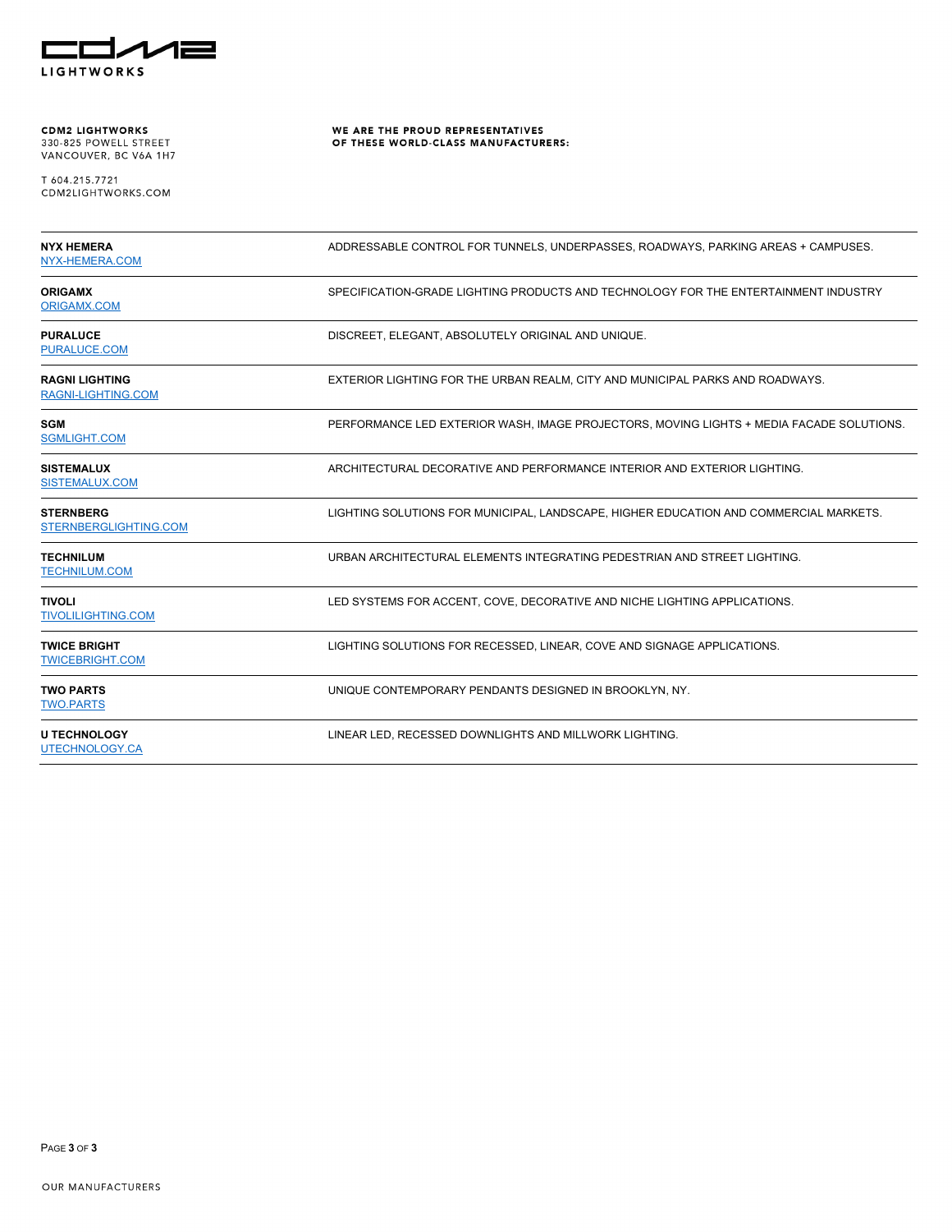CDM2 LIGHTWORKS

**CDM2 LIGHTWORKS**
330-825 POWELL STREET
VANCOUVER, BC V6A 1H7

T 604.215.7721
CDM2LIGHTWORKS.COM

**WE ARE THE PROUD REPRESENTATIVES OF THESE WORLD-CLASS MANUFACTURERS:**

| | |
|---|---|
| **NYX HEMERA**<br>NYX-HEMERA.COM | ADDRESSABLE CONTROL FOR TUNNELS, UNDERPASSES, ROADWAYS, PARKING AREAS + CAMPUSES. |
| **ORIGAMX**<br>ORIGAMX.COM | SPECIFICATION-GRADE LIGHTING PRODUCTS AND TECHNOLOGY FOR THE ENTERTAINMENT INDUSTRY |
| **PURALUCE**<br>PURALUCE.COM | DISCREET, ELEGANT, ABSOLUTELY ORIGINAL AND UNIQUE. |
| **RAGNI LIGHTING**<br>RAGNI-LIGHTING.COM | EXTERIOR LIGHTING FOR THE URBAN REALM, CITY AND MUNICIPAL PARKS AND ROADWAYS. |
| **SGM**<br>SGMLIGHT.COM | PERFORMANCE LED EXTERIOR WASH, IMAGE PROJECTORS, MOVING LIGHTS + MEDIA FACADE SOLUTIONS. |
| **SISTEMALUX**<br>SISTEMALUX.COM | ARCHITECTURAL DECORATIVE AND PERFORMANCE INTERIOR AND EXTERIOR LIGHTING. |
| **STERNBERG**<br>STERNBERGLIGHTING.COM | LIGHTING SOLUTIONS FOR MUNICIPAL, LANDSCAPE, HIGHER EDUCATION AND COMMERCIAL MARKETS. |
| **TECHNILUM**<br>TECHNILUM.COM | URBAN ARCHITECTURAL ELEMENTS INTEGRATING PEDESTRIAN AND STREET LIGHTING. |
| **TIVOLI**<br>TIVOLILIGHTING.COM | LED SYSTEMS FOR ACCENT, COVE, DECORATIVE AND NICHE LIGHTING APPLICATIONS. |
| **TWICE BRIGHT**<br>TWICEBRIGHT.COM | LIGHTING SOLUTIONS FOR RECESSED, LINEAR, COVE AND SIGNAGE APPLICATIONS. |
| **TWO PARTS**<br>TWO.PARTS | UNIQUE CONTEMPORARY PENDANTS DESIGNED IN BROOKLYN, NY. |
| **U TECHNOLOGY**<br>UTECHNOLOGY.CA | LINEAR LED, RECESSED DOWNLIGHTS AND MILLWORK LIGHTING. |